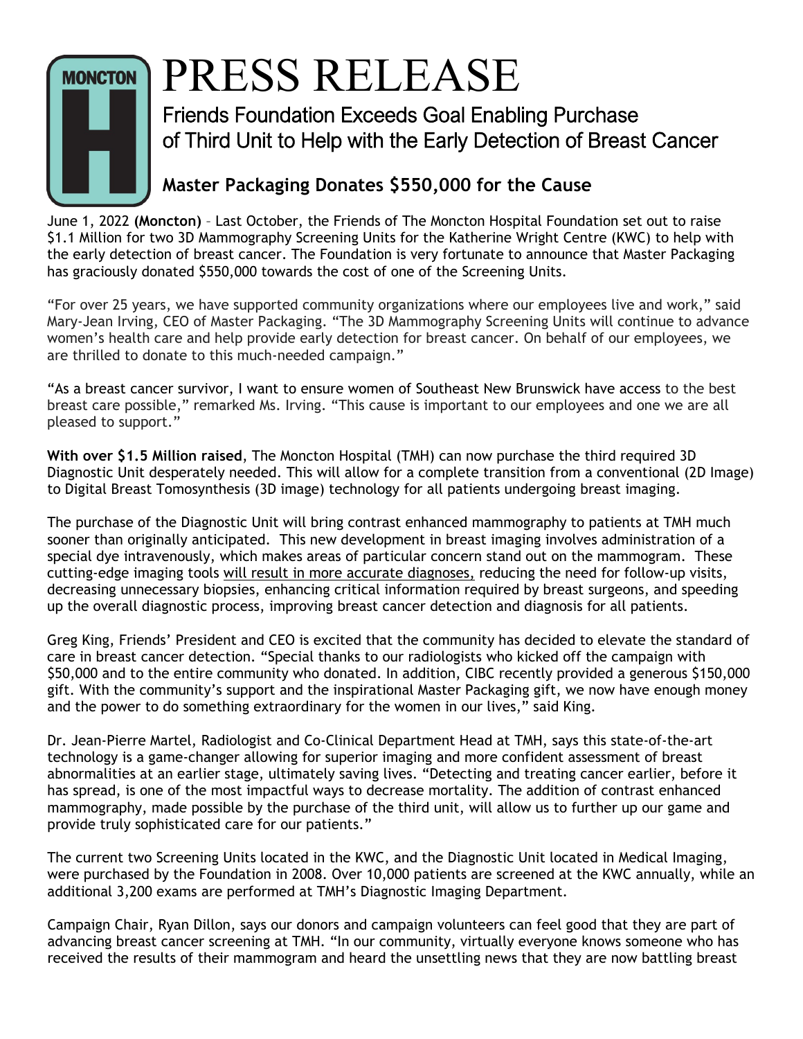# PRESS RELEASE

## Friends Foundation Exceeds Goal Enabling Purchase of Third Unit to Help with the Early Detection of Breast Cancer

### Master Packaging Donates $550,000 for the Cause

June 1, 2022 **(Moncton)** – Last October, the Friends of The Moncton Hospital Foundation set out to raise $1.1 Million for two 3D Mammography Screening Units for the Katherine Wright Centre (KWC) to help with the early detection of breast cancer. The Foundation is very fortunate to announce that Master Packaging has graciously donated $550,000 towards the cost of one of the Screening Units.

"For over 25 years, we have supported community organizations where our employees live and work," said Mary-Jean Irving, CEO of Master Packaging. "The 3D Mammography Screening Units will continue to advance women's health care and help provide early detection for breast cancer. On behalf of our employees, we are thrilled to donate to this much-needed campaign."

"As a breast cancer survivor, I want to ensure women of Southeast New Brunswick have access to the best breast care possible," remarked Ms. Irving. "This cause is important to our employees and one we are all pleased to support."

**With over $1.5 Million raised**, The Moncton Hospital (TMH) can now purchase the third required 3D Diagnostic Unit desperately needed. This will allow for a complete transition from a conventional (2D Image) to Digital Breast Tomosynthesis (3D image) technology for all patients undergoing breast imaging.

The purchase of the Diagnostic Unit will bring contrast enhanced mammography to patients at TMH much sooner than originally anticipated. This new development in breast imaging involves administration of a special dye intravenously, which makes areas of particular concern stand out on the mammogram. These cutting-edge imaging tools will result in more accurate diagnoses, reducing the need for follow-up visits, decreasing unnecessary biopsies, enhancing critical information required by breast surgeons, and speeding up the overall diagnostic process, improving breast cancer detection and diagnosis for all patients.

Greg King, Friends' President and CEO is excited that the community has decided to elevate the standard of care in breast cancer detection. "Special thanks to our radiologists who kicked off the campaign with $50,000 and to the entire community who donated. In addition, CIBC recently provided a generous $150,000 gift. With the community's support and the inspirational Master Packaging gift, we now have enough money and the power to do something extraordinary for the women in our lives," said King.

Dr. Jean-Pierre Martel, Radiologist and Co-Clinical Department Head at TMH, says this state-of-the-art technology is a game-changer allowing for superior imaging and more confident assessment of breast abnormalities at an earlier stage, ultimately saving lives. "Detecting and treating cancer earlier, before it has spread, is one of the most impactful ways to decrease mortality. The addition of contrast enhanced mammography, made possible by the purchase of the third unit, will allow us to further up our game and provide truly sophisticated care for our patients."

The current two Screening Units located in the KWC, and the Diagnostic Unit located in Medical Imaging, were purchased by the Foundation in 2008. Over 10,000 patients are screened at the KWC annually, while an additional 3,200 exams are performed at TMH's Diagnostic Imaging Department.

Campaign Chair, Ryan Dillon, says our donors and campaign volunteers can feel good that they are part of advancing breast cancer screening at TMH. "In our community, virtually everyone knows someone who has received the results of their mammogram and heard the unsettling news that they are now battling breast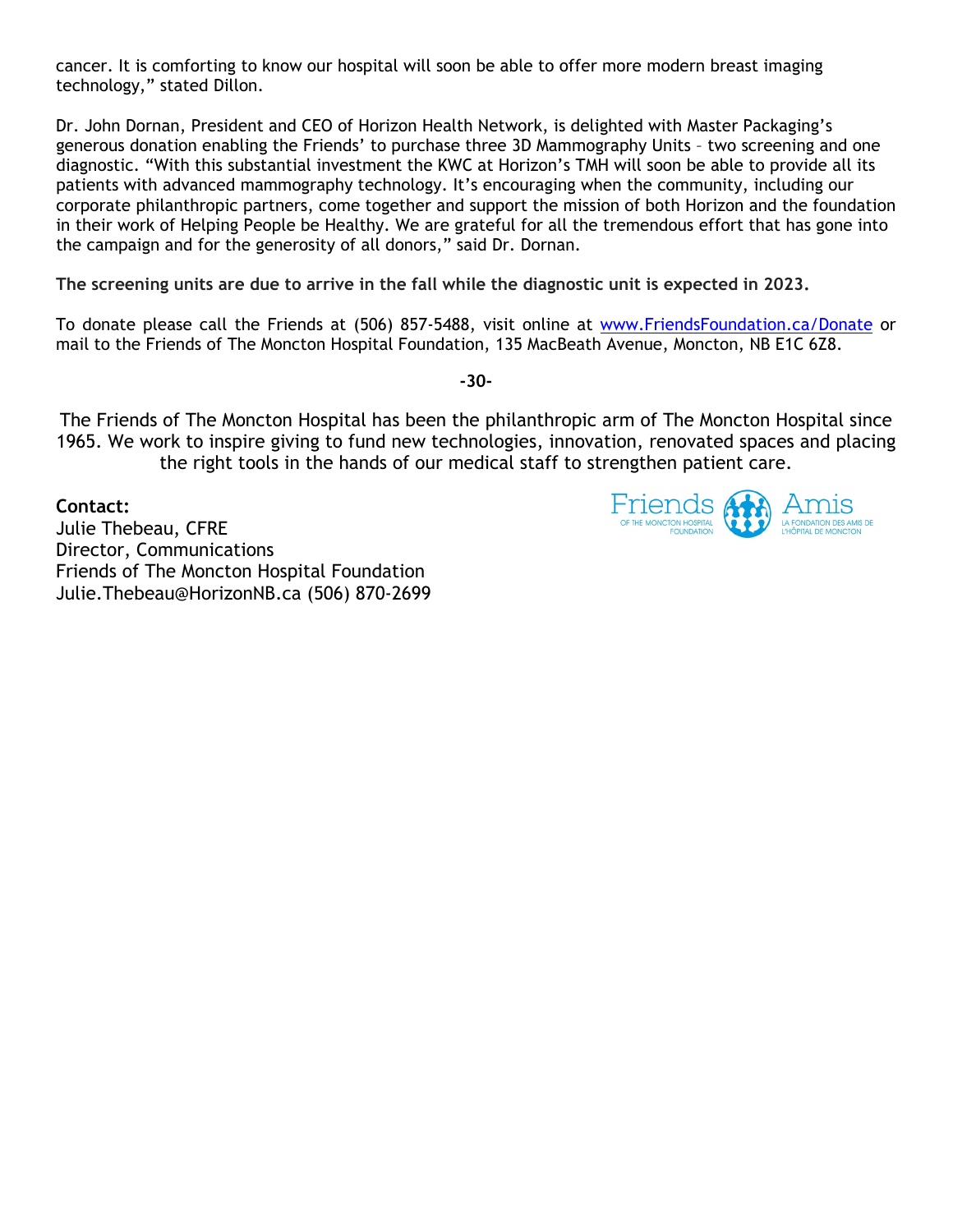cancer. It is comforting to know our hospital will soon be able to offer more modern breast imaging technology," stated Dillon.

Dr. John Dornan, President and CEO of Horizon Health Network, is delighted with Master Packaging's generous donation enabling the Friends' to purchase three 3D Mammography Units – two screening and one diagnostic. "With this substantial investment the KWC at Horizon's TMH will soon be able to provide all its patients with advanced mammography technology. It's encouraging when the community, including our corporate philanthropic partners, come together and support the mission of both Horizon and the foundation in their work of Helping People be Healthy. We are grateful for all the tremendous effort that has gone into the campaign and for the generosity of all donors," said Dr. Dornan.

**The screening units are due to arrive in the fall while the diagnostic unit is expected in 2023.**

To donate please call the Friends at (506) 857-5488, visit online at [www.FriendsFoundation.ca/Donate](www.FriendsFoundation.ca/Donate) or mail to the Friends of The Moncton Hospital Foundation, 135 MacBeath Avenue, Moncton, NB E1C 6Z8.

**-30-**

The Friends of The Moncton Hospital has been the philanthropic arm of The Moncton Hospital since 1965. We work to inspire giving to fund new technologies, innovation, renovated spaces and placing the right tools in the hands of our medical staff to strengthen patient care.

**Contact:**
Julie Thebeau, CFRE
Director, Communications
Friends of The Moncton Hospital Foundation
Julie.Thebeau@HorizonNB.ca (506) 870-2699

Friends OF THE MONCTON HOSPITAL FOUNDATION
Amis LA FONDATION DES AMIS DE L'HÔPITAL DE MONCTON